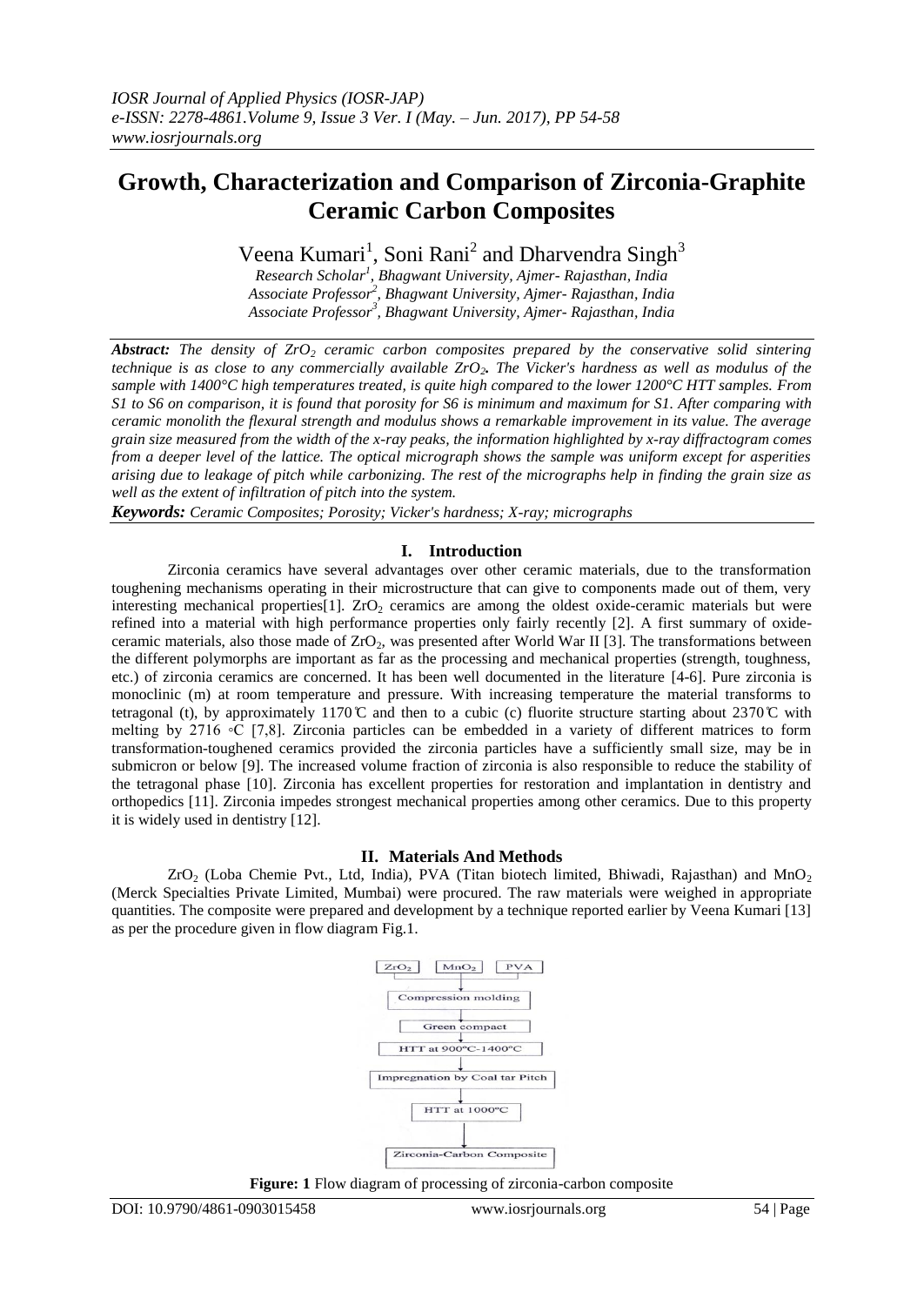# Growth, Characterization and Comparison of Zirconia-Graphite Ceramic Carbon Composites

Veena Kumari[1], Soni Rani[2] and Dharvendra Singh[3]

*Research Scholar[1], Bhagwant University, Ajmer- Rajasthan, India*
*Associate Professor[2], Bhagwant University, Ajmer- Rajasthan, India*
*Associate Professor[3], Bhagwant University, Ajmer- Rajasthan, India*

***Abstract:*** *The density of $ZrO_2$ ceramic carbon composites prepared by the conservative solid sintering technique is as close to any commercially available $ZrO_2$. The Vicker's hardness as well as modulus of the sample with 1400°C high temperatures treated, is quite high compared to the lower 1200°C HTT samples. From S1 to S6 on comparison, it is found that porosity for S6 is minimum and maximum for S1. After comparing with ceramic monolith the flexural strength and modulus shows a remarkable improvement in its value. The average grain size measured from the width of the x-ray peaks, the information highlighted by x-ray diffractogram comes from a deeper level of the lattice. The optical micrograph shows the sample was uniform except for asperities arising due to leakage of pitch while carbonizing. The rest of the micrographs help in finding the grain size as well as the extent of infiltration of pitch into the system.*

***Keywords:*** *Ceramic Composites; Porosity; Vicker's hardness; X-ray; micrographs*

## I. Introduction

Zirconia ceramics have several advantages over other ceramic materials, due to the transformation toughening mechanisms operating in their microstructure that can give to components made out of them, very interesting mechanical properties[1]. $ZrO_2$ ceramics are among the oldest oxide-ceramic materials but were refined into a material with high performance properties only fairly recently [2]. A first summary of oxide-ceramic materials, also those made of $ZrO_2$, was presented after World War II [3]. The transformations between the different polymorphs are important as far as the processing and mechanical properties (strength, toughness, etc.) of zirconia ceramics are concerned. It has been well documented in the literature [4-6]. Pure zirconia is monoclinic (m) at room temperature and pressure. With increasing temperature the material transforms to tetragonal (t), by approximately 1170℃ and then to a cubic (c) fluorite structure starting about 2370℃ with melting by 2716 ◦C [7,8]. Zirconia particles can be embedded in a variety of different matrices to form transformation-toughened ceramics provided the zirconia particles have a sufficiently small size, may be in submicron or below [9]. The increased volume fraction of zirconia is also responsible to reduce the stability of the tetragonal phase [10]. Zirconia has excellent properties for restoration and implantation in dentistry and orthopedics [11]. Zirconia impedes strongest mechanical properties among other ceramics. Due to this property it is widely used in dentistry [12].

## II. Materials And Methods

$ZrO_2$ (Loba Chemie Pvt., Ltd, India), PVA (Titan biotech limited, Bhiwadi, Rajasthan) and $MnO_2$ (Merck Specialties Private Limited, Mumbai) were procured. The raw materials were weighed in appropriate quantities. The composite were prepared and development by a technique reported earlier by Veena Kumari [13] as per the procedure given in flow diagram Fig.1.

$ZrO_2$ | $MnO_2$ | PVA
→ Compression molding
→ Green compact
→ HTT at 900°C-1400°C
→ Impregnation by Coal tar Pitch
→ HTT at 1000°C
→ Zirconia-Carbon Composite

**Figure: 1** Flow diagram of processing of zirconia-carbon composite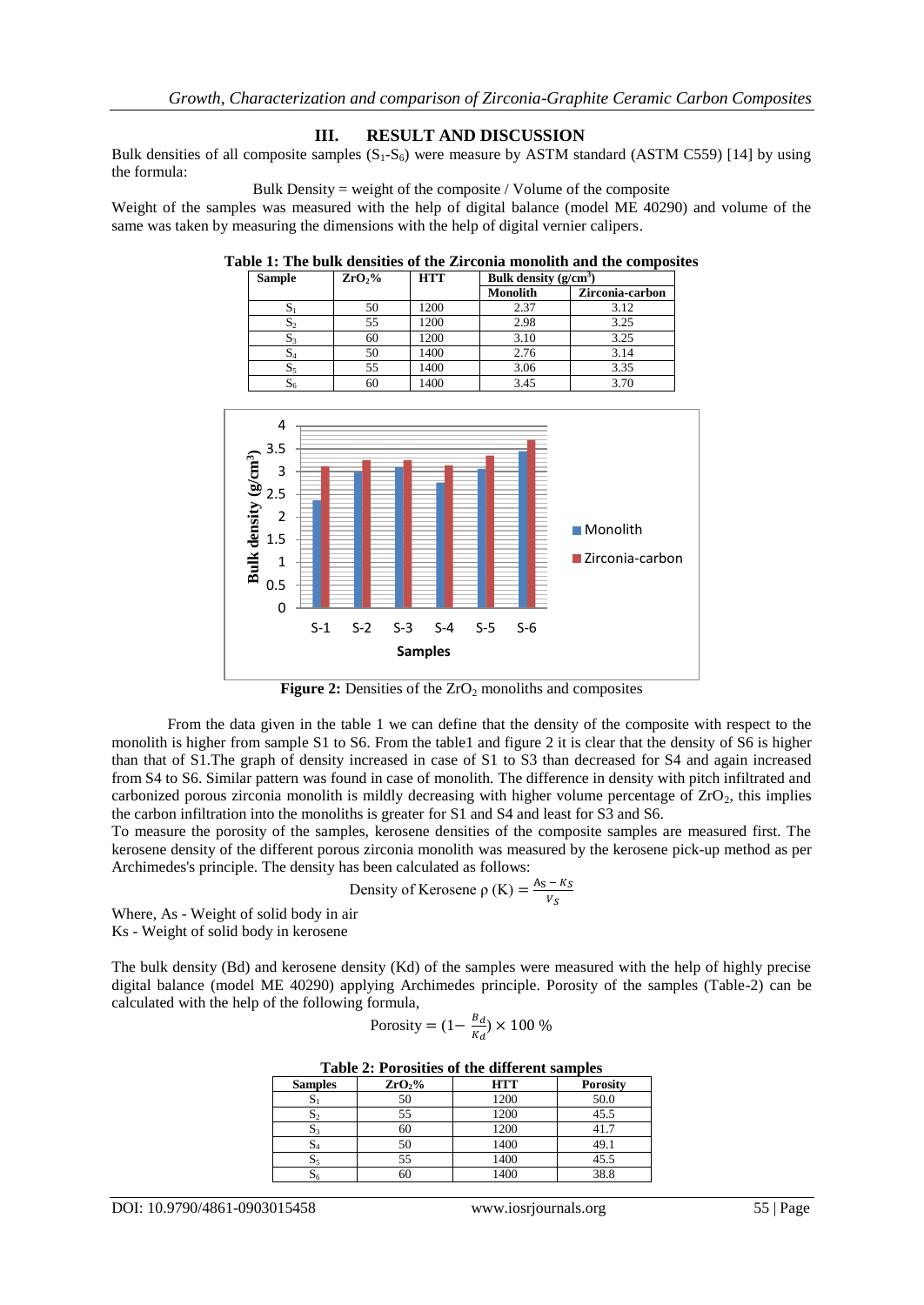## III. RESULT AND DISCUSSION

Bulk densities of all composite samples ($S_1$-$S_6$) were measure by ASTM standard (ASTM C559) [14] by using the formula:

Bulk Density = weight of the composite / Volume of the composite

Weight of the samples was measured with the help of digital balance (model ME 40290) and volume of the same was taken by measuring the dimensions with the help of digital vernier calipers.

**Table 1: The bulk densities of the Zirconia monolith and the composites**

| Sample | $ZrO_2$% | HTT | Bulk density ($g/cm^3$) | |
|---|---|---|---|---|
| | | | Monolith | Zirconia-carbon |
| $S_1$ | 50 | 1200 | 2.37 | 3.12 |
| $S_2$ | 55 | 1200 | 2.98 | 3.25 |
| $S_3$ | 60 | 1200 | 3.10 | 3.25 |
| $S_4$ | 50 | 1400 | 2.76 | 3.14 |
| $S_5$ | 55 | 1400 | 3.06 | 3.35 |
| $S_6$ | 60 | 1400 | 3.45 | 3.70 |

**Figure 2:** Densities of the $ZrO_2$ monoliths and composites

From the data given in the table 1 we can define that the density of the composite with respect to the monolith is higher from sample S1 to S6. From the table1 and figure 2 it is clear that the density of S6 is higher than that of S1.The graph of density increased in case of S1 to S3 than decreased for S4 and again increased from S4 to S6. Similar pattern was found in case of monolith. The difference in density with pitch infiltrated and carbonized porous zirconia monolith is mildly decreasing with higher volume percentage of $ZrO_2$, this implies the carbon infiltration into the monoliths is greater for S1 and S4 and least for S3 and S6.

To measure the porosity of the samples, kerosene densities of the composite samples are measured first. The kerosene density of the different porous zirconia monolith was measured by the kerosene pick-up method as per Archimedes's principle. The density has been calculated as follows:

$$\text{Density of Kerosene } \rho\,(K) = \frac{A_S - K_S}{V_S}$$

Where, As - Weight of solid body in air
Ks - Weight of solid body in kerosene

The bulk density (Bd) and kerosene density (Kd) of the samples were measured with the help of highly precise digital balance (model ME 40290) applying Archimedes principle. Porosity of the samples (Table-2) can be calculated with the help of the following formula,

$$\text{Porosity} = \left(1 - \frac{B_d}{K_d}\right) \times 100\ \%$$

**Table 2: Porosities of the different samples**

| Samples | $ZrO_2$% | HTT | Porosity |
|---|---|---|---|
| $S_1$ | 50 | 1200 | 50.0 |
| $S_2$ | 55 | 1200 | 45.5 |
| $S_3$ | 60 | 1200 | 41.7 |
| $S_4$ | 50 | 1400 | 49.1 |
| $S_5$ | 55 | 1400 | 45.5 |
| $S_6$ | 60 | 1400 | 38.8 |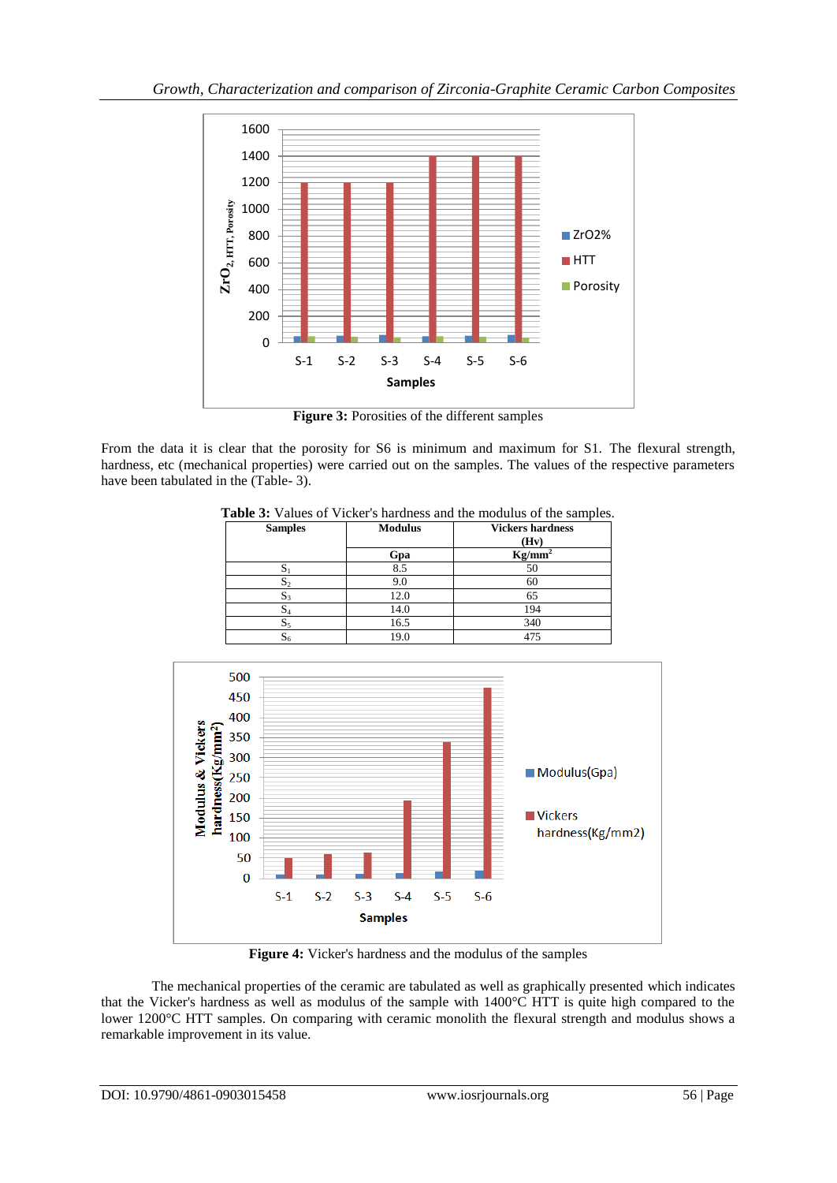Figure 3: Porosities of the different samples

From the data it is clear that the porosity for S6 is minimum and maximum for S1. The flexural strength, hardness, etc (mechanical properties) were carried out on the samples. The values of the respective parameters have been tabulated in the (Table- 3).

**Table 3:** Values of Vicker's hardness and the modulus of the samples.

| Samples | Modulus | Vickers hardness (Hv) |
|---|---|---|
| | Gpa | $Kg/mm^2$ |
| $S_1$ | 8.5 | 50 |
| $S_2$ | 9.0 | 60 |
| $S_3$ | 12.0 | 65 |
| $S_4$ | 14.0 | 194 |
| $S_5$ | 16.5 | 340 |
| $S_6$ | 19.0 | 475 |

**Figure 4:** Vicker's hardness and the modulus of the samples

The mechanical properties of the ceramic are tabulated as well as graphically presented which indicates that the Vicker's hardness as well as modulus of the sample with 1400°C HTT is quite high compared to the lower 1200°C HTT samples. On comparing with ceramic monolith the flexural strength and modulus shows a remarkable improvement in its value.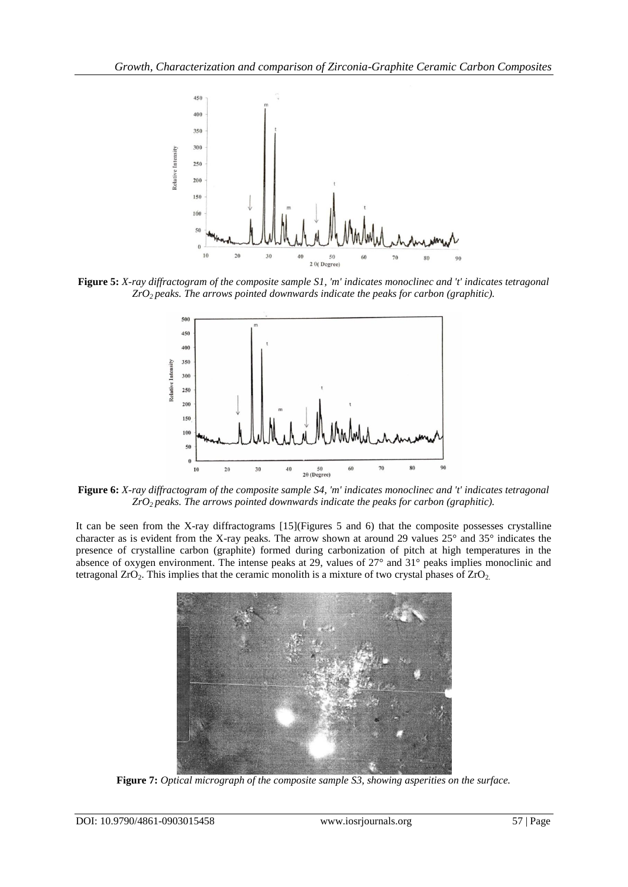**Figure 5:** *X-ray diffractogram of the composite sample S1, 'm' indicates monoclinec and 't' indicates tetragonal $ZrO_2$ peaks. The arrows pointed downwards indicate the peaks for carbon (graphitic).*

**Figure 6:** *X-ray diffractogram of the composite sample S4, 'm' indicates monoclinec and 't' indicates tetragonal $ZrO_2$ peaks. The arrows pointed downwards indicate the peaks for carbon (graphitic).*

It can be seen from the X-ray diffractograms [15](Figures 5 and 6) that the composite possesses crystalline character as is evident from the X-ray peaks. The arrow shown at around 29 values 25° and 35° indicates the presence of crystalline carbon (graphite) formed during carbonization of pitch at high temperatures in the absence of oxygen environment. The intense peaks at 29, values of 27° and 31° peaks implies monoclinic and tetragonal $ZrO_2$. This implies that the ceramic monolith is a mixture of two crystal phases of $ZrO_2$.

**Figure 7:** *Optical micrograph of the composite sample S3, showing asperities on the surface.*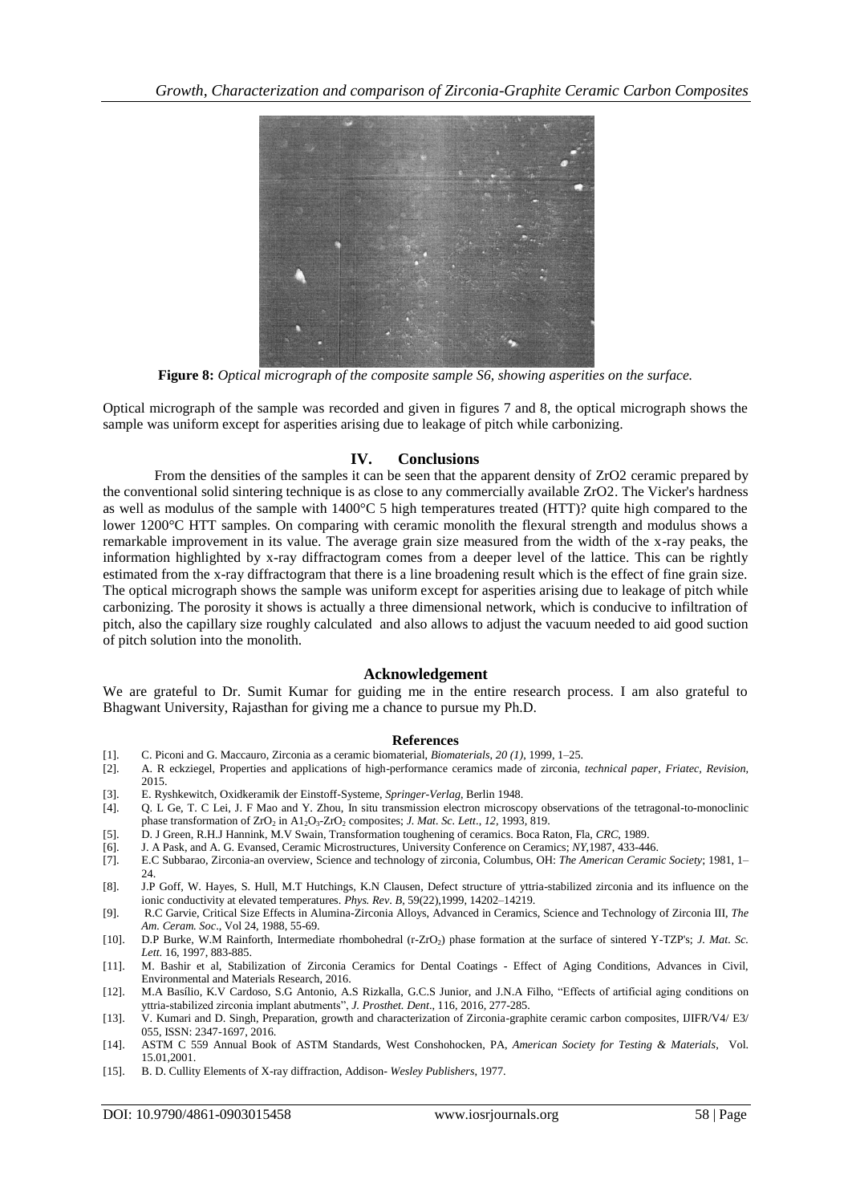**Figure 8:** *Optical micrograph of the composite sample S6, showing asperities on the surface.*

Optical micrograph of the sample was recorded and given in figures 7 and 8, the optical micrograph shows the sample was uniform except for asperities arising due to leakage of pitch while carbonizing.

## IV. Conclusions

From the densities of the samples it can be seen that the apparent density of ZrO2 ceramic prepared by the conventional solid sintering technique is as close to any commercially available ZrO2. The Vicker's hardness as well as modulus of the sample with 1400°C 5 high temperatures treated (HTT)? quite high compared to the lower 1200°C HTT samples. On comparing with ceramic monolith the flexural strength and modulus shows a remarkable improvement in its value. The average grain size measured from the width of the x-ray peaks, the information highlighted by x-ray diffractogram comes from a deeper level of the lattice. This can be rightly estimated from the x-ray diffractogram that there is a line broadening result which is the effect of fine grain size. The optical micrograph shows the sample was uniform except for asperities arising due to leakage of pitch while carbonizing. The porosity it shows is actually a three dimensional network, which is conducive to infiltration of pitch, also the capillary size roughly calculated and also allows to adjust the vacuum needed to aid good suction of pitch solution into the monolith.

## Acknowledgement

We are grateful to Dr. Sumit Kumar for guiding me in the entire research process. I am also grateful to Bhagwant University, Rajasthan for giving me a chance to pursue my Ph.D.

## References

[1]. C. Piconi and G. Maccauro, Zirconia as a ceramic biomaterial, *Biomaterials, 20 (1)*, 1999, 1–25.

[2]. A. R eckziegel, Properties and applications of high-performance ceramics made of zirconia, *technical paper, Friatec, Revision,* 2015.

[3]. E. Ryshkewitch, Oxidkeramik der Einstoff-Systeme, *Springer-Verlag*, Berlin 1948.

[4]. Q. L Ge, T. C Lei, J. F Mao and Y. Zhou, In situ transmission electron microscopy observations of the tetragonal-to-monoclinic phase transformation of $ZrO_2$ in $A1_2O_3$-$ZrO_2$ composites; *J. Mat. Sc. Lett., 12*, 1993, 819.

[5]. D. J Green, R.H.J Hannink, M.V Swain, Transformation toughening of ceramics. Boca Raton, Fla, *CRC*, 1989.

[6]. J. A Pask, and A. G. Evansed, Ceramic Microstructures, University Conference on Ceramics; *NY*,1987, 433-446.

[7]. E.C Subbarao, Zirconia-an overview, Science and technology of zirconia, Columbus, OH: *The American Ceramic Society*; 1981, 1–24.

[8]. J.P Goff, W. Hayes, S. Hull, M.T Hutchings, K.N Clausen, Defect structure of yttria-stabilized zirconia and its influence on the ionic conductivity at elevated temperatures. *Phys. Rev. B*, 59(22),1999, 14202–14219.

[9]. R.C Garvie, Critical Size Effects in Alumina-Zirconia Alloys, Advanced in Ceramics, Science and Technology of Zirconia III, *The Am. Ceram. Soc*., Vol 24, 1988, 55-69.

[10]. D.P Burke, W.M Rainforth, Intermediate rhombohedral (r-$ZrO_2$) phase formation at the surface of sintered Y-TZP's; *J. Mat. Sc. Lett.* 16, 1997, 883-885.

[11]. M. Bashir et al, Stabilization of Zirconia Ceramics for Dental Coatings - Effect of Aging Conditions, Advances in Civil, Environmental and Materials Research, 2016.

[12]. M.A Basílio, K.V Cardoso, S.G Antonio, A.S Rizkalla, G.C.S Junior, and J.N.A Filho, "Effects of artificial aging conditions on yttria-stabilized zirconia implant abutments", *J. Prosthet. Dent*., 116, 2016, 277-285.

[13]. V. Kumari and D. Singh, Preparation, growth and characterization of Zirconia-graphite ceramic carbon composites, IJIFR/V4/ E3/ 055, ISSN: 2347-1697, 2016.

[14]. ASTM C 559 Annual Book of ASTM Standards, West Conshohocken, PA, *American Society for Testing & Materials*, Vol. 15.01,2001.

[15]. B. D. Cullity Elements of X-ray diffraction, Addison- *Wesley Publishers*, 1977.